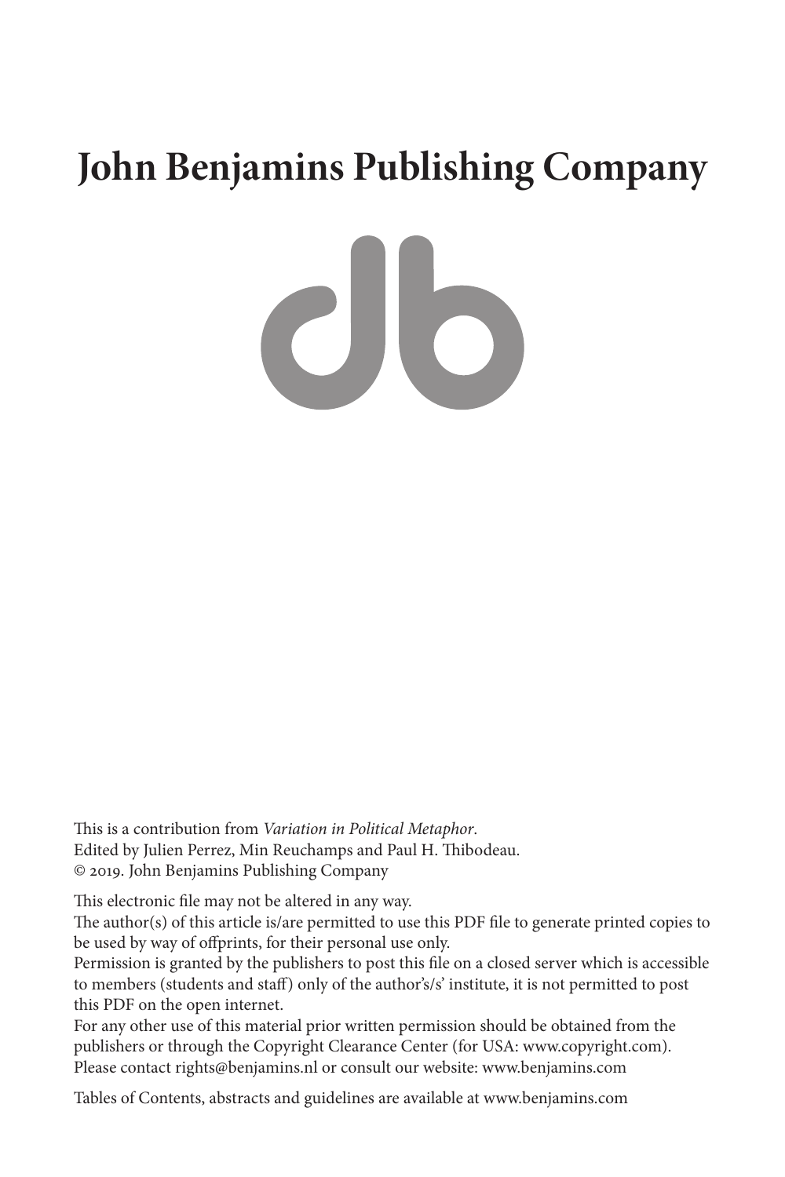# John Benjamins Publishing Company

This is a contribution from *Variation in Political Metaphor*.
Edited by Julien Perrez, Min Reuchamps and Paul H. Thibodeau.
© 2019. John Benjamins Publishing Company

This electronic file may not be altered in any way.
The author(s) of this article is/are permitted to use this PDF file to generate printed copies to be used by way of offprints, for their personal use only.
Permission is granted by the publishers to post this file on a closed server which is accessible to members (students and staff) only of the author's/s' institute, it is not permitted to post this PDF on the open internet.
For any other use of this material prior written permission should be obtained from the publishers or through the Copyright Clearance Center (for USA: www.copyright.com).
Please contact rights@benjamins.nl or consult our website: www.benjamins.com

Tables of Contents, abstracts and guidelines are available at www.benjamins.com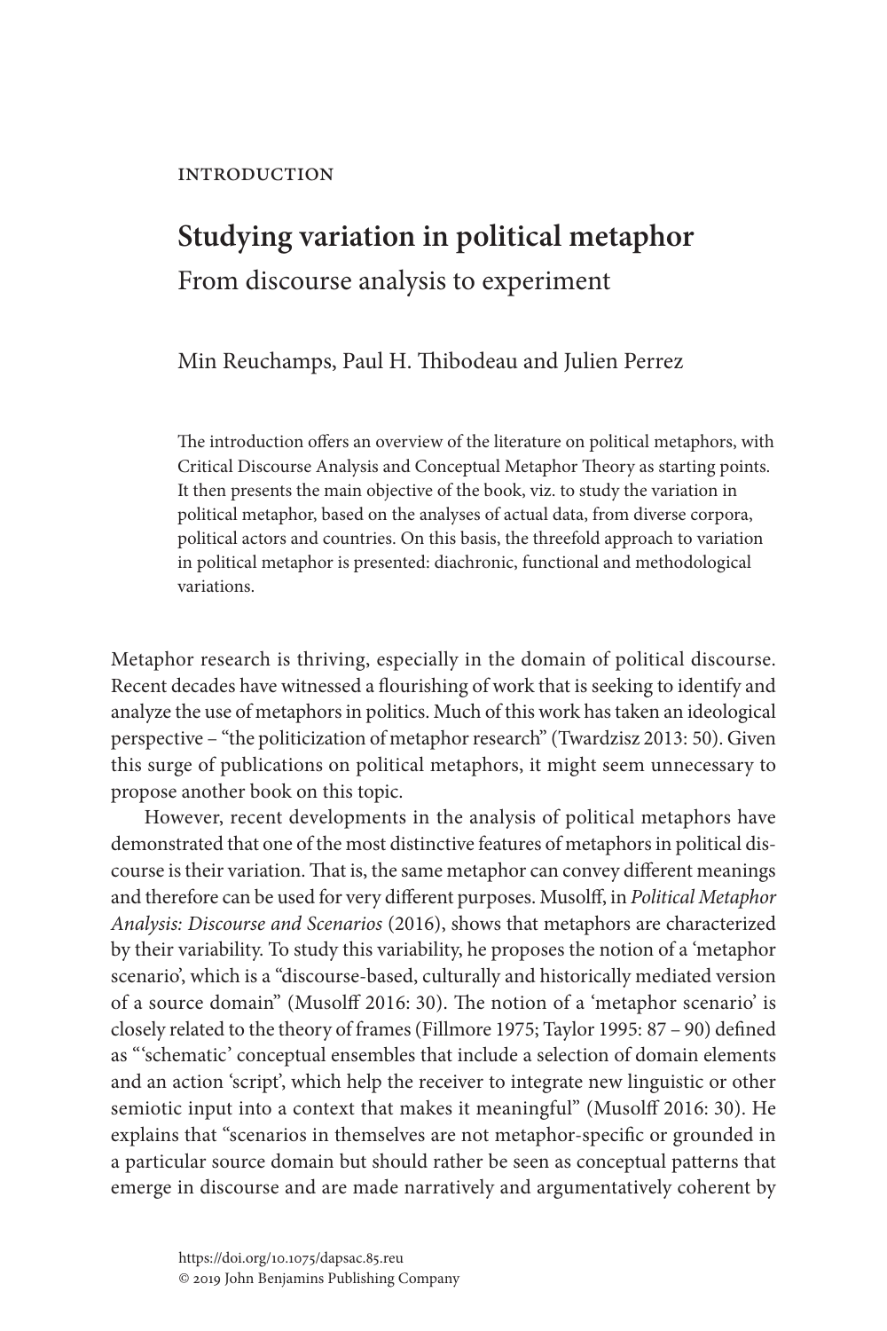INTRODUCTION

# Studying variation in political metaphor

## From discourse analysis to experiment

Min Reuchamps, Paul H. Thibodeau and Julien Perrez

The introduction offers an overview of the literature on political metaphors, with Critical Discourse Analysis and Conceptual Metaphor Theory as starting points. It then presents the main objective of the book, viz. to study the variation in political metaphor, based on the analyses of actual data, from diverse corpora, political actors and countries. On this basis, the threefold approach to variation in political metaphor is presented: diachronic, functional and methodological variations.

Metaphor research is thriving, especially in the domain of political discourse. Recent decades have witnessed a flourishing of work that is seeking to identify and analyze the use of metaphors in politics. Much of this work has taken an ideological perspective – "the politicization of metaphor research" (Twardzisz 2013: 50). Given this surge of publications on political metaphors, it might seem unnecessary to propose another book on this topic.

However, recent developments in the analysis of political metaphors have demonstrated that one of the most distinctive features of metaphors in political discourse is their variation. That is, the same metaphor can convey different meanings and therefore can be used for very different purposes. Musolff, in *Political Metaphor Analysis: Discourse and Scenarios* (2016), shows that metaphors are characterized by their variability. To study this variability, he proposes the notion of a 'metaphor scenario', which is a "discourse-based, culturally and historically mediated version of a source domain" (Musolff 2016: 30). The notion of a 'metaphor scenario' is closely related to the theory of frames (Fillmore 1975; Taylor 1995: 87 – 90) defined as "'schematic' conceptual ensembles that include a selection of domain elements and an action 'script', which help the receiver to integrate new linguistic or other semiotic input into a context that makes it meaningful" (Musolff 2016: 30). He explains that "scenarios in themselves are not metaphor-specific or grounded in a particular source domain but should rather be seen as conceptual patterns that emerge in discourse and are made narratively and argumentatively coherent by

https://doi.org/10.1075/dapsac.85.reu
© 2019 John Benjamins Publishing Company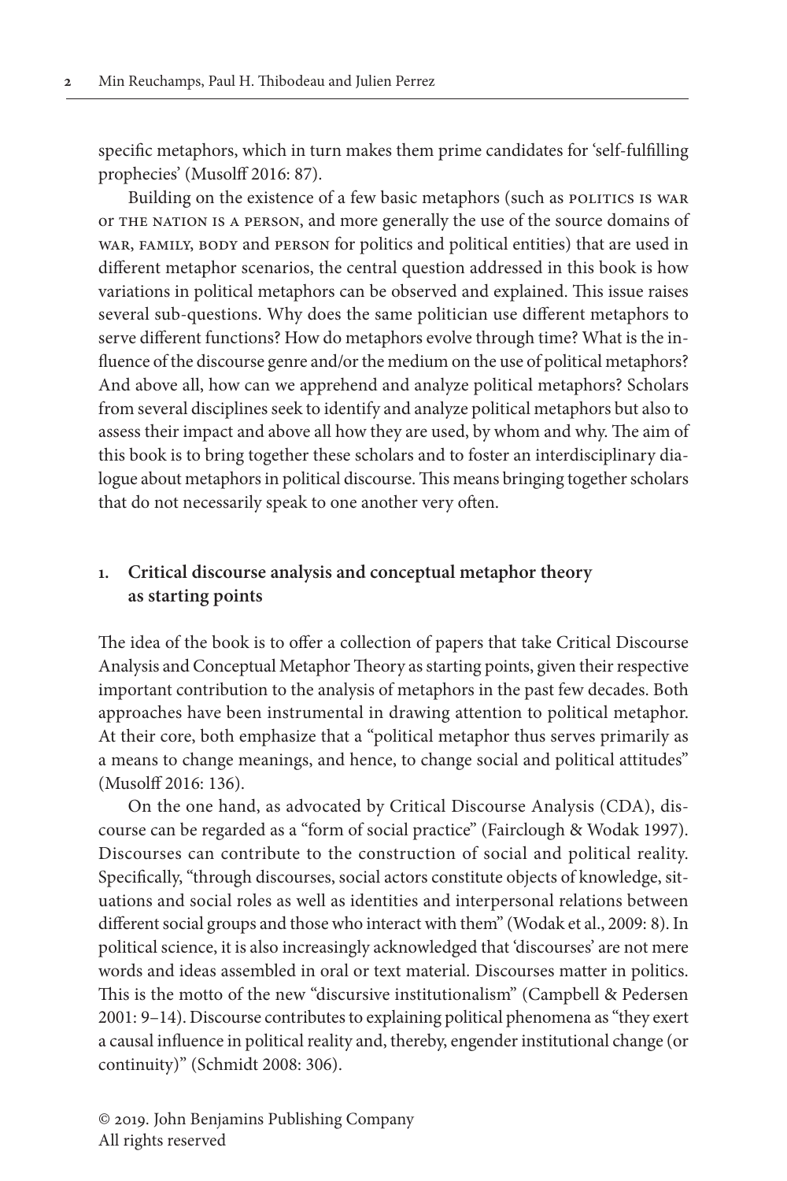specific metaphors, which in turn makes them prime candidates for 'self-fulfilling prophecies' (Musolff 2016: 87).

Building on the existence of a few basic metaphors (such as POLITICS IS WAR or THE NATION IS A PERSON, and more generally the use of the source domains of WAR, FAMILY, BODY and PERSON for politics and political entities) that are used in different metaphor scenarios, the central question addressed in this book is how variations in political metaphors can be observed and explained. This issue raises several sub-questions. Why does the same politician use different metaphors to serve different functions? How do metaphors evolve through time? What is the influence of the discourse genre and/or the medium on the use of political metaphors? And above all, how can we apprehend and analyze political metaphors? Scholars from several disciplines seek to identify and analyze political metaphors but also to assess their impact and above all how they are used, by whom and why. The aim of this book is to bring together these scholars and to foster an interdisciplinary dialogue about metaphors in political discourse. This means bringing together scholars that do not necessarily speak to one another very often.

## 1. Critical discourse analysis and conceptual metaphor theory as starting points

The idea of the book is to offer a collection of papers that take Critical Discourse Analysis and Conceptual Metaphor Theory as starting points, given their respective important contribution to the analysis of metaphors in the past few decades. Both approaches have been instrumental in drawing attention to political metaphor. At their core, both emphasize that a "political metaphor thus serves primarily as a means to change meanings, and hence, to change social and political attitudes" (Musolff 2016: 136).

On the one hand, as advocated by Critical Discourse Analysis (CDA), discourse can be regarded as a "form of social practice" (Fairclough & Wodak 1997). Discourses can contribute to the construction of social and political reality. Specifically, "through discourses, social actors constitute objects of knowledge, situations and social roles as well as identities and interpersonal relations between different social groups and those who interact with them" (Wodak et al., 2009: 8). In political science, it is also increasingly acknowledged that 'discourses' are not mere words and ideas assembled in oral or text material. Discourses matter in politics. This is the motto of the new "discursive institutionalism" (Campbell & Pedersen 2001: 9–14). Discourse contributes to explaining political phenomena as "they exert a causal influence in political reality and, thereby, engender institutional change (or continuity)" (Schmidt 2008: 306).

© 2019. John Benjamins Publishing Company
All rights reserved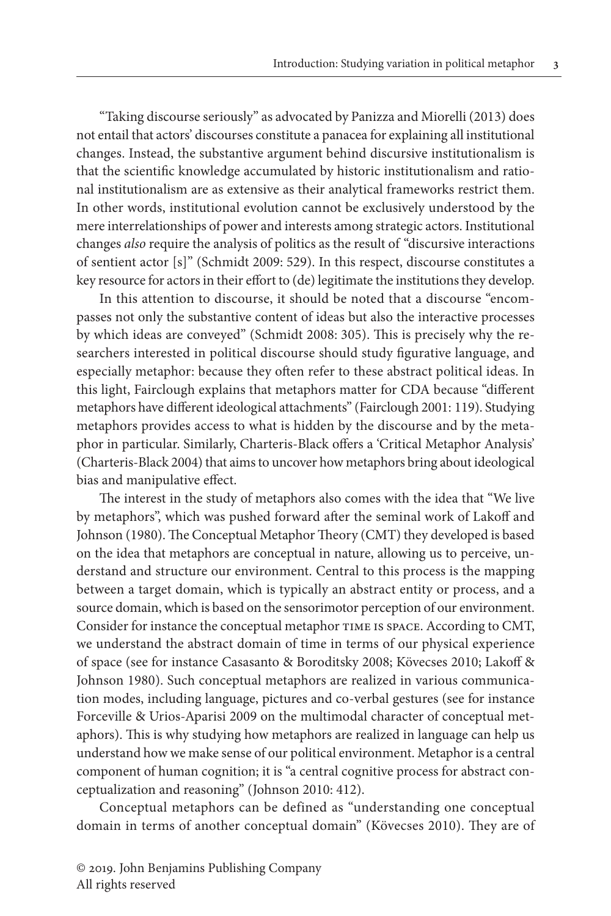"Taking discourse seriously" as advocated by Panizza and Miorelli (2013) does not entail that actors' discourses constitute a panacea for explaining all institutional changes. Instead, the substantive argument behind discursive institutionalism is that the scientific knowledge accumulated by historic institutionalism and rational institutionalism are as extensive as their analytical frameworks restrict them. In other words, institutional evolution cannot be exclusively understood by the mere interrelationships of power and interests among strategic actors. Institutional changes *also* require the analysis of politics as the result of "discursive interactions of sentient actor [s]" (Schmidt 2009: 529). In this respect, discourse constitutes a key resource for actors in their effort to (de) legitimate the institutions they develop.

In this attention to discourse, it should be noted that a discourse "encompasses not only the substantive content of ideas but also the interactive processes by which ideas are conveyed" (Schmidt 2008: 305). This is precisely why the researchers interested in political discourse should study figurative language, and especially metaphor: because they often refer to these abstract political ideas. In this light, Fairclough explains that metaphors matter for CDA because "different metaphors have different ideological attachments" (Fairclough 2001: 119). Studying metaphors provides access to what is hidden by the discourse and by the metaphor in particular. Similarly, Charteris-Black offers a 'Critical Metaphor Analysis' (Charteris-Black 2004) that aims to uncover how metaphors bring about ideological bias and manipulative effect.

The interest in the study of metaphors also comes with the idea that "We live by metaphors", which was pushed forward after the seminal work of Lakoff and Johnson (1980). The Conceptual Metaphor Theory (CMT) they developed is based on the idea that metaphors are conceptual in nature, allowing us to perceive, understand and structure our environment. Central to this process is the mapping between a target domain, which is typically an abstract entity or process, and a source domain, which is based on the sensorimotor perception of our environment. Consider for instance the conceptual metaphor TIME IS SPACE. According to CMT, we understand the abstract domain of time in terms of our physical experience of space (see for instance Casasanto & Boroditsky 2008; Kövecses 2010; Lakoff & Johnson 1980). Such conceptual metaphors are realized in various communication modes, including language, pictures and co-verbal gestures (see for instance Forceville & Urios-Aparisi 2009 on the multimodal character of conceptual metaphors). This is why studying how metaphors are realized in language can help us understand how we make sense of our political environment. Metaphor is a central component of human cognition; it is "a central cognitive process for abstract conceptualization and reasoning" (Johnson 2010: 412).

Conceptual metaphors can be defined as "understanding one conceptual domain in terms of another conceptual domain" (Kövecses 2010). They are of

© 2019. John Benjamins Publishing Company
All rights reserved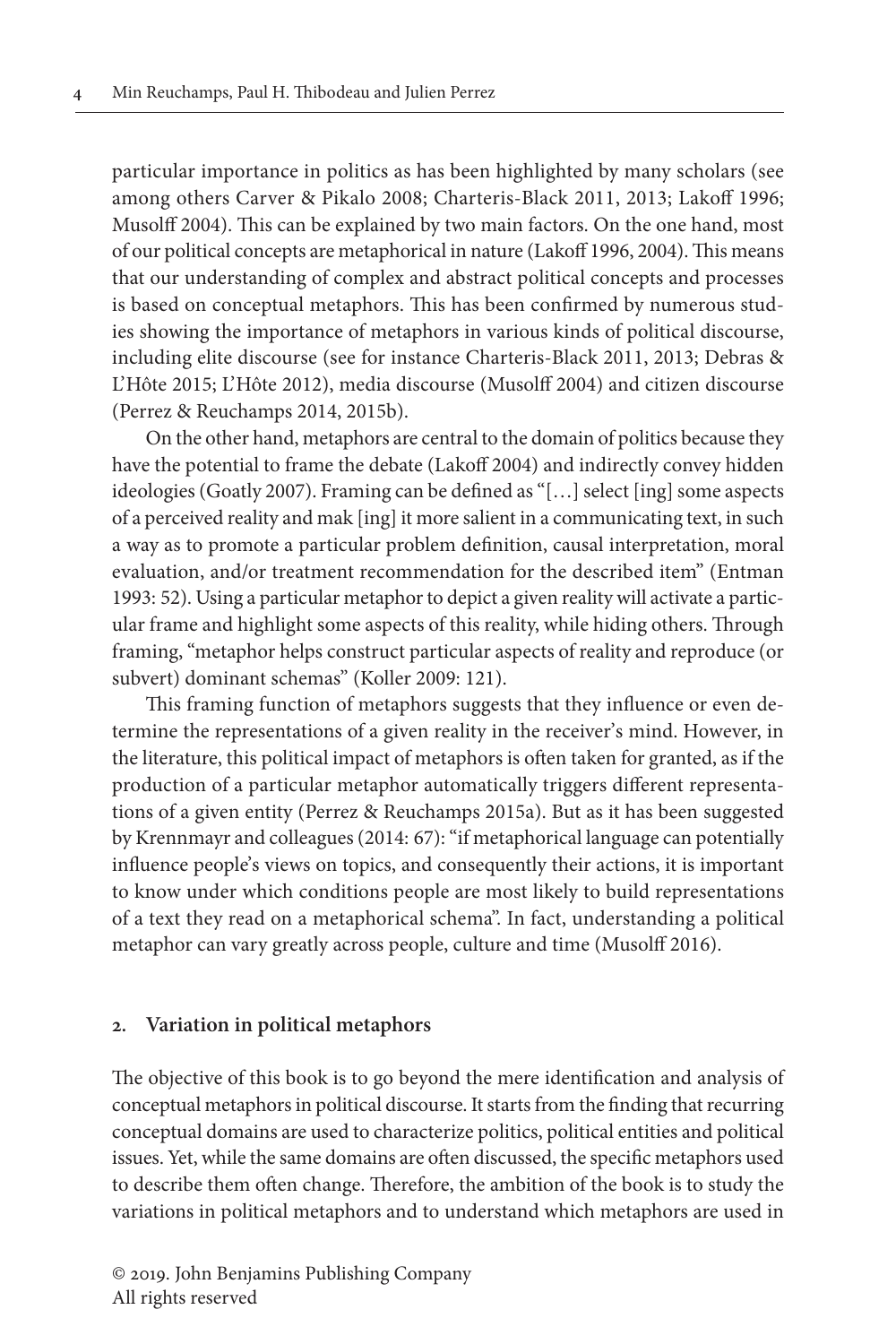particular importance in politics as has been highlighted by many scholars (see among others Carver & Pikalo 2008; Charteris-Black 2011, 2013; Lakoff 1996; Musolff 2004). This can be explained by two main factors. On the one hand, most of our political concepts are metaphorical in nature (Lakoff 1996, 2004). This means that our understanding of complex and abstract political concepts and processes is based on conceptual metaphors. This has been confirmed by numerous studies showing the importance of metaphors in various kinds of political discourse, including elite discourse (see for instance Charteris-Black 2011, 2013; Debras & L'Hôte 2015; L'Hôte 2012), media discourse (Musolff 2004) and citizen discourse (Perrez & Reuchamps 2014, 2015b).

On the other hand, metaphors are central to the domain of politics because they have the potential to frame the debate (Lakoff 2004) and indirectly convey hidden ideologies (Goatly 2007). Framing can be defined as "[…] select [ing] some aspects of a perceived reality and mak [ing] it more salient in a communicating text, in such a way as to promote a particular problem definition, causal interpretation, moral evaluation, and/or treatment recommendation for the described item" (Entman 1993: 52). Using a particular metaphor to depict a given reality will activate a particular frame and highlight some aspects of this reality, while hiding others. Through framing, "metaphor helps construct particular aspects of reality and reproduce (or subvert) dominant schemas" (Koller 2009: 121).

This framing function of metaphors suggests that they influence or even determine the representations of a given reality in the receiver's mind. However, in the literature, this political impact of metaphors is often taken for granted, as if the production of a particular metaphor automatically triggers different representations of a given entity (Perrez & Reuchamps 2015a). But as it has been suggested by Krennmayr and colleagues (2014: 67): "if metaphorical language can potentially influence people's views on topics, and consequently their actions, it is important to know under which conditions people are most likely to build representations of a text they read on a metaphorical schema". In fact, understanding a political metaphor can vary greatly across people, culture and time (Musolff 2016).

## 2. Variation in political metaphors

The objective of this book is to go beyond the mere identification and analysis of conceptual metaphors in political discourse. It starts from the finding that recurring conceptual domains are used to characterize politics, political entities and political issues. Yet, while the same domains are often discussed, the specific metaphors used to describe them often change. Therefore, the ambition of the book is to study the variations in political metaphors and to understand which metaphors are used in

© 2019. John Benjamins Publishing Company
All rights reserved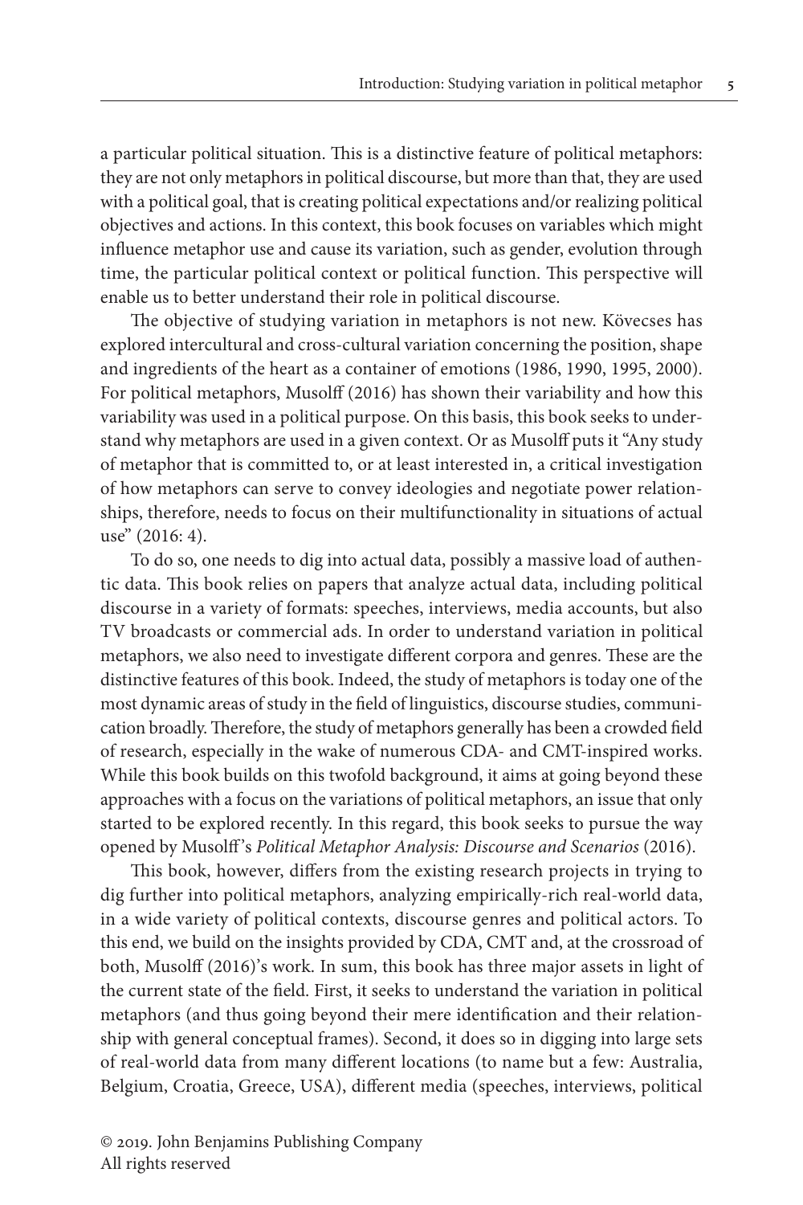a particular political situation. This is a distinctive feature of political metaphors: they are not only metaphors in political discourse, but more than that, they are used with a political goal, that is creating political expectations and/or realizing political objectives and actions. In this context, this book focuses on variables which might influence metaphor use and cause its variation, such as gender, evolution through time, the particular political context or political function. This perspective will enable us to better understand their role in political discourse.

The objective of studying variation in metaphors is not new. Kövecses has explored intercultural and cross-cultural variation concerning the position, shape and ingredients of the heart as a container of emotions (1986, 1990, 1995, 2000). For political metaphors, Musolff (2016) has shown their variability and how this variability was used in a political purpose. On this basis, this book seeks to understand why metaphors are used in a given context. Or as Musolff puts it "Any study of metaphor that is committed to, or at least interested in, a critical investigation of how metaphors can serve to convey ideologies and negotiate power relationships, therefore, needs to focus on their multifunctionality in situations of actual use" (2016: 4).

To do so, one needs to dig into actual data, possibly a massive load of authentic data. This book relies on papers that analyze actual data, including political discourse in a variety of formats: speeches, interviews, media accounts, but also TV broadcasts or commercial ads. In order to understand variation in political metaphors, we also need to investigate different corpora and genres. These are the distinctive features of this book. Indeed, the study of metaphors is today one of the most dynamic areas of study in the field of linguistics, discourse studies, communication broadly. Therefore, the study of metaphors generally has been a crowded field of research, especially in the wake of numerous CDA- and CMT-inspired works. While this book builds on this twofold background, it aims at going beyond these approaches with a focus on the variations of political metaphors, an issue that only started to be explored recently. In this regard, this book seeks to pursue the way opened by Musolff's *Political Metaphor Analysis: Discourse and Scenarios* (2016).

This book, however, differs from the existing research projects in trying to dig further into political metaphors, analyzing empirically-rich real-world data, in a wide variety of political contexts, discourse genres and political actors. To this end, we build on the insights provided by CDA, CMT and, at the crossroad of both, Musolff (2016)'s work. In sum, this book has three major assets in light of the current state of the field. First, it seeks to understand the variation in political metaphors (and thus going beyond their mere identification and their relationship with general conceptual frames). Second, it does so in digging into large sets of real-world data from many different locations (to name but a few: Australia, Belgium, Croatia, Greece, USA), different media (speeches, interviews, political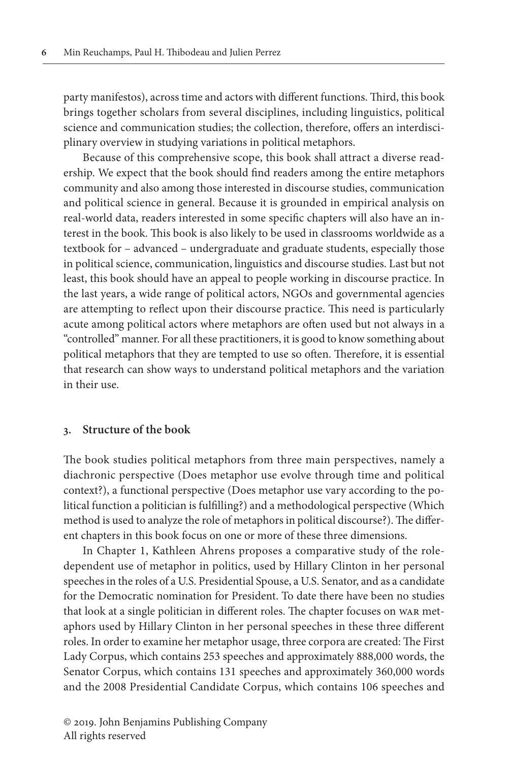party manifestos), across time and actors with different functions. Third, this book brings together scholars from several disciplines, including linguistics, political science and communication studies; the collection, therefore, offers an interdisciplinary overview in studying variations in political metaphors.

Because of this comprehensive scope, this book shall attract a diverse readership. We expect that the book should find readers among the entire metaphors community and also among those interested in discourse studies, communication and political science in general. Because it is grounded in empirical analysis on real-world data, readers interested in some specific chapters will also have an interest in the book. This book is also likely to be used in classrooms worldwide as a textbook for – advanced – undergraduate and graduate students, especially those in political science, communication, linguistics and discourse studies. Last but not least, this book should have an appeal to people working in discourse practice. In the last years, a wide range of political actors, NGOs and governmental agencies are attempting to reflect upon their discourse practice. This need is particularly acute among political actors where metaphors are often used but not always in a "controlled" manner. For all these practitioners, it is good to know something about political metaphors that they are tempted to use so often. Therefore, it is essential that research can show ways to understand political metaphors and the variation in their use.

## 3. Structure of the book

The book studies political metaphors from three main perspectives, namely a diachronic perspective (Does metaphor use evolve through time and political context?), a functional perspective (Does metaphor use vary according to the political function a politician is fulfilling?) and a methodological perspective (Which method is used to analyze the role of metaphors in political discourse?). The different chapters in this book focus on one or more of these three dimensions.

In Chapter 1, Kathleen Ahrens proposes a comparative study of the role-dependent use of metaphor in politics, used by Hillary Clinton in her personal speeches in the roles of a U.S. Presidential Spouse, a U.S. Senator, and as a candidate for the Democratic nomination for President. To date there have been no studies that look at a single politician in different roles. The chapter focuses on WAR metaphors used by Hillary Clinton in her personal speeches in these three different roles. In order to examine her metaphor usage, three corpora are created: The First Lady Corpus, which contains 253 speeches and approximately 888,000 words, the Senator Corpus, which contains 131 speeches and approximately 360,000 words and the 2008 Presidential Candidate Corpus, which contains 106 speeches and

© 2019. John Benjamins Publishing Company
All rights reserved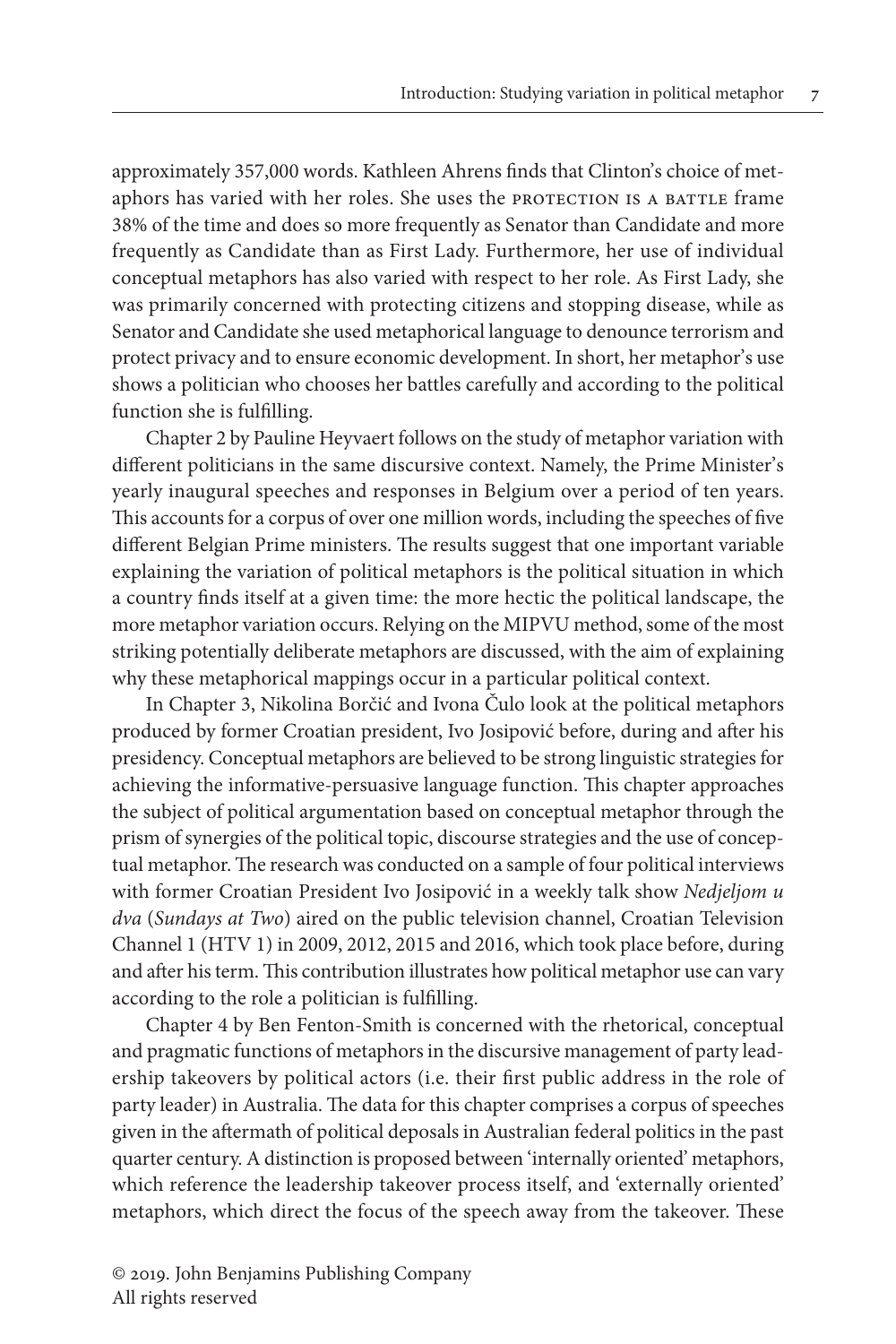approximately 357,000 words. Kathleen Ahrens finds that Clinton's choice of metaphors has varied with her roles. She uses the PROTECTION IS A BATTLE frame 38% of the time and does so more frequently as Senator than Candidate and more frequently as Candidate than as First Lady. Furthermore, her use of individual conceptual metaphors has also varied with respect to her role. As First Lady, she was primarily concerned with protecting citizens and stopping disease, while as Senator and Candidate she used metaphorical language to denounce terrorism and protect privacy and to ensure economic development. In short, her metaphor's use shows a politician who chooses her battles carefully and according to the political function she is fulfilling.

Chapter 2 by Pauline Heyvaert follows on the study of metaphor variation with different politicians in the same discursive context. Namely, the Prime Minister's yearly inaugural speeches and responses in Belgium over a period of ten years. This accounts for a corpus of over one million words, including the speeches of five different Belgian Prime ministers. The results suggest that one important variable explaining the variation of political metaphors is the political situation in which a country finds itself at a given time: the more hectic the political landscape, the more metaphor variation occurs. Relying on the MIPVU method, some of the most striking potentially deliberate metaphors are discussed, with the aim of explaining why these metaphorical mappings occur in a particular political context.

In Chapter 3, Nikolina Borčić and Ivona Čulo look at the political metaphors produced by former Croatian president, Ivo Josipović before, during and after his presidency. Conceptual metaphors are believed to be strong linguistic strategies for achieving the informative-persuasive language function. This chapter approaches the subject of political argumentation based on conceptual metaphor through the prism of synergies of the political topic, discourse strategies and the use of conceptual metaphor. The research was conducted on a sample of four political interviews with former Croatian President Ivo Josipović in a weekly talk show *Nedjeljom u dva* (*Sundays at Two*) aired on the public television channel, Croatian Television Channel 1 (HTV 1) in 2009, 2012, 2015 and 2016, which took place before, during and after his term. This contribution illustrates how political metaphor use can vary according to the role a politician is fulfilling.

Chapter 4 by Ben Fenton-Smith is concerned with the rhetorical, conceptual and pragmatic functions of metaphors in the discursive management of party leadership takeovers by political actors (i.e. their first public address in the role of party leader) in Australia. The data for this chapter comprises a corpus of speeches given in the aftermath of political deposals in Australian federal politics in the past quarter century. A distinction is proposed between 'internally oriented' metaphors, which reference the leadership takeover process itself, and 'externally oriented' metaphors, which direct the focus of the speech away from the takeover. These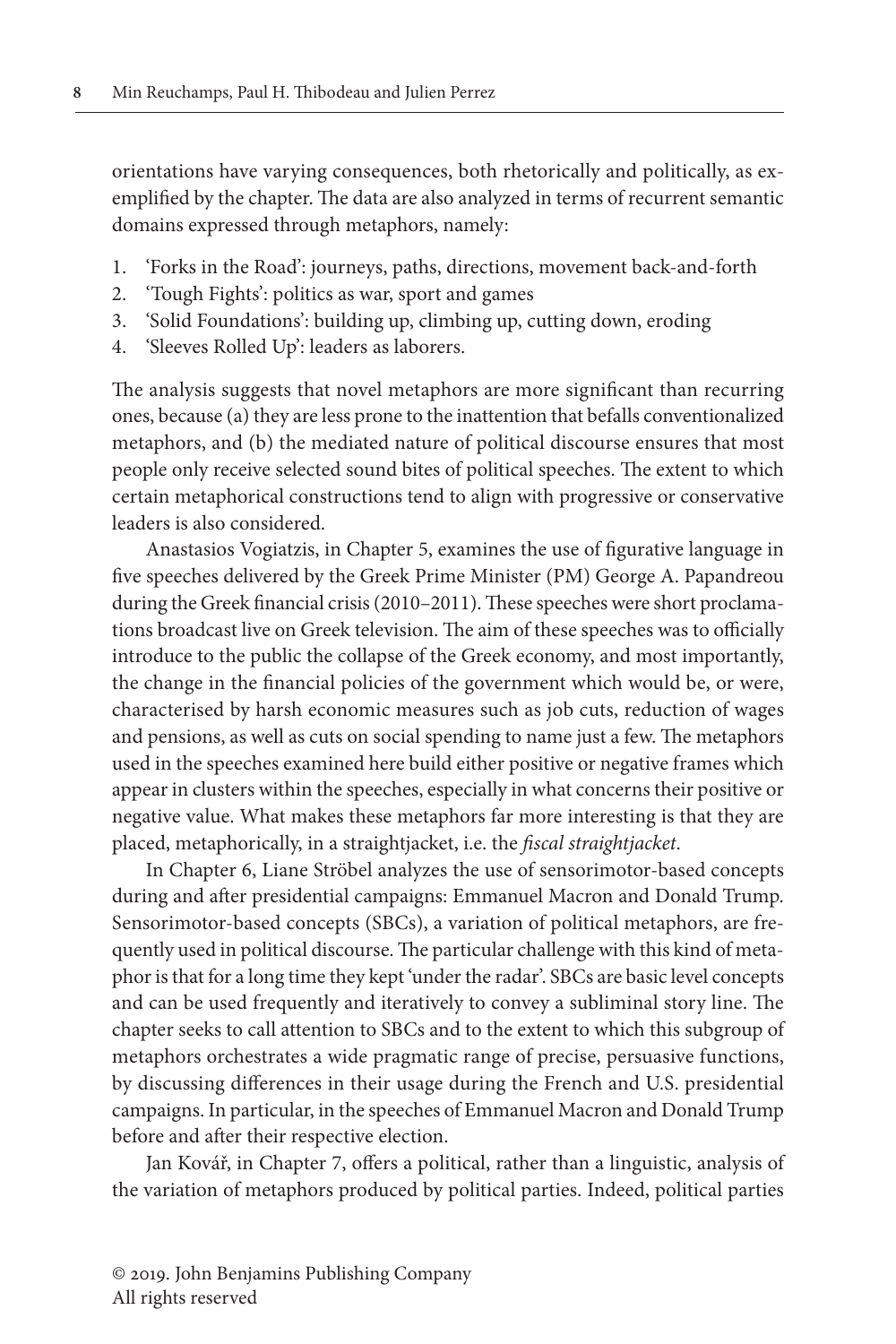orientations have varying consequences, both rhetorically and politically, as exemplified by the chapter. The data are also analyzed in terms of recurrent semantic domains expressed through metaphors, namely:

1. 'Forks in the Road': journeys, paths, directions, movement back-and-forth
2. 'Tough Fights': politics as war, sport and games
3. 'Solid Foundations': building up, climbing up, cutting down, eroding
4. 'Sleeves Rolled Up': leaders as laborers.

The analysis suggests that novel metaphors are more significant than recurring ones, because (a) they are less prone to the inattention that befalls conventionalized metaphors, and (b) the mediated nature of political discourse ensures that most people only receive selected sound bites of political speeches. The extent to which certain metaphorical constructions tend to align with progressive or conservative leaders is also considered.

Anastasios Vogiatzis, in Chapter 5, examines the use of figurative language in five speeches delivered by the Greek Prime Minister (PM) George A. Papandreou during the Greek financial crisis (2010–2011). These speeches were short proclamations broadcast live on Greek television. The aim of these speeches was to officially introduce to the public the collapse of the Greek economy, and most importantly, the change in the financial policies of the government which would be, or were, characterised by harsh economic measures such as job cuts, reduction of wages and pensions, as well as cuts on social spending to name just a few. The metaphors used in the speeches examined here build either positive or negative frames which appear in clusters within the speeches, especially in what concerns their positive or negative value. What makes these metaphors far more interesting is that they are placed, metaphorically, in a straightjacket, i.e. the *fiscal straightjacket*.

In Chapter 6, Liane Ströbel analyzes the use of sensorimotor-based concepts during and after presidential campaigns: Emmanuel Macron and Donald Trump. Sensorimotor-based concepts (SBCs), a variation of political metaphors, are frequently used in political discourse. The particular challenge with this kind of metaphor is that for a long time they kept 'under the radar'. SBCs are basic level concepts and can be used frequently and iteratively to convey a subliminal story line. The chapter seeks to call attention to SBCs and to the extent to which this subgroup of metaphors orchestrates a wide pragmatic range of precise, persuasive functions, by discussing differences in their usage during the French and U.S. presidential campaigns. In particular, in the speeches of Emmanuel Macron and Donald Trump before and after their respective election.

Jan Kovář, in Chapter 7, offers a political, rather than a linguistic, analysis of the variation of metaphors produced by political parties. Indeed, political parties

© 2019. John Benjamins Publishing Company
All rights reserved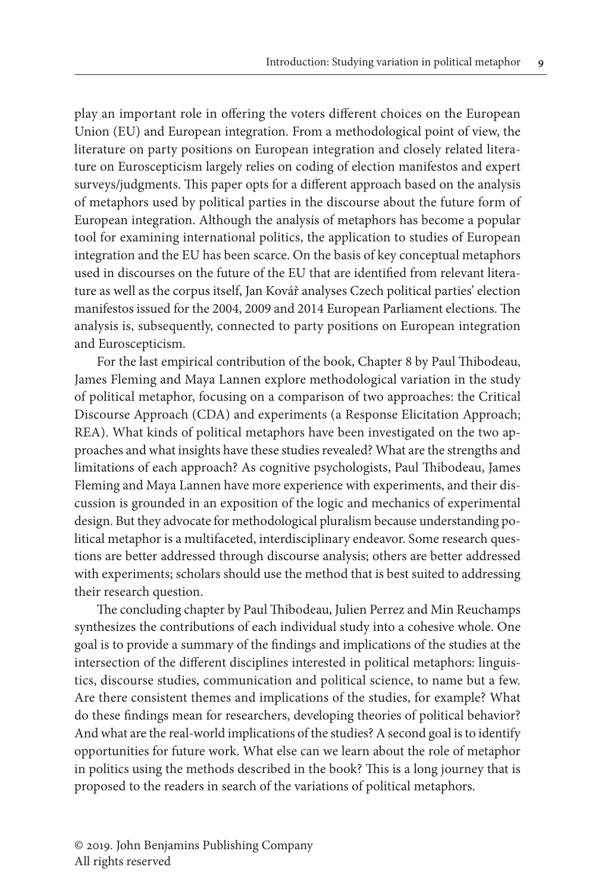play an important role in offering the voters different choices on the European Union (EU) and European integration. From a methodological point of view, the literature on party positions on European integration and closely related literature on Euroscepticism largely relies on coding of election manifestos and expert surveys/judgments. This paper opts for a different approach based on the analysis of metaphors used by political parties in the discourse about the future form of European integration. Although the analysis of metaphors has become a popular tool for examining international politics, the application to studies of European integration and the EU has been scarce. On the basis of key conceptual metaphors used in discourses on the future of the EU that are identified from relevant literature as well as the corpus itself, Jan Kovář analyses Czech political parties' election manifestos issued for the 2004, 2009 and 2014 European Parliament elections. The analysis is, subsequently, connected to party positions on European integration and Euroscepticism.

For the last empirical contribution of the book, Chapter 8 by Paul Thibodeau, James Fleming and Maya Lannen explore methodological variation in the study of political metaphor, focusing on a comparison of two approaches: the Critical Discourse Approach (CDA) and experiments (a Response Elicitation Approach; REA). What kinds of political metaphors have been investigated on the two approaches and what insights have these studies revealed? What are the strengths and limitations of each approach? As cognitive psychologists, Paul Thibodeau, James Fleming and Maya Lannen have more experience with experiments, and their discussion is grounded in an exposition of the logic and mechanics of experimental design. But they advocate for methodological pluralism because understanding political metaphor is a multifaceted, interdisciplinary endeavor. Some research questions are better addressed through discourse analysis; others are better addressed with experiments; scholars should use the method that is best suited to addressing their research question.

The concluding chapter by Paul Thibodeau, Julien Perrez and Min Reuchamps synthesizes the contributions of each individual study into a cohesive whole. One goal is to provide a summary of the findings and implications of the studies at the intersection of the different disciplines interested in political metaphors: linguistics, discourse studies, communication and political science, to name but a few. Are there consistent themes and implications of the studies, for example? What do these findings mean for researchers, developing theories of political behavior? And what are the real-world implications of the studies? A second goal is to identify opportunities for future work. What else can we learn about the role of metaphor in politics using the methods described in the book? This is a long journey that is proposed to the readers in search of the variations of political metaphors.

© 2019. John Benjamins Publishing Company
All rights reserved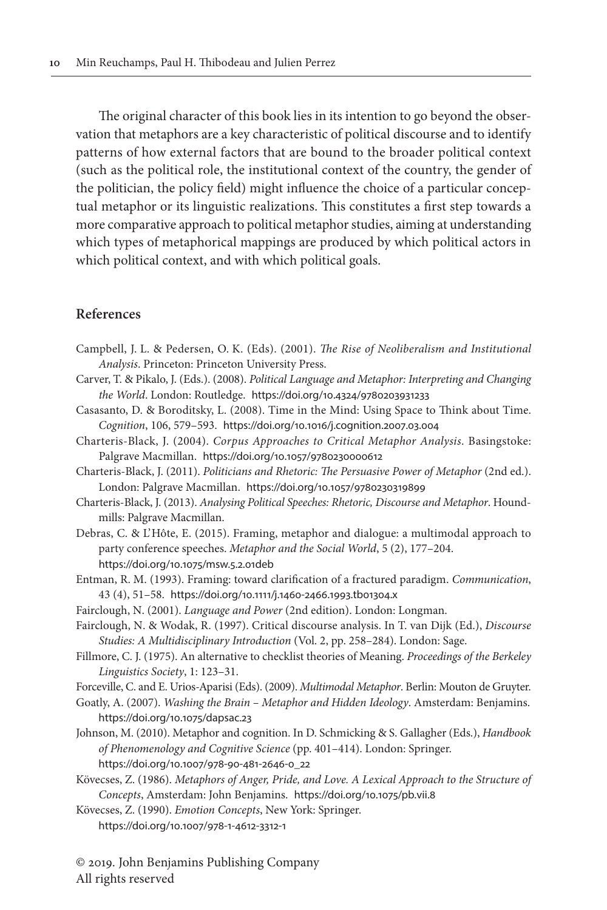The original character of this book lies in its intention to go beyond the observation that metaphors are a key characteristic of political discourse and to identify patterns of how external factors that are bound to the broader political context (such as the political role, the institutional context of the country, the gender of the politician, the policy field) might influence the choice of a particular conceptual metaphor or its linguistic realizations. This constitutes a first step towards a more comparative approach to political metaphor studies, aiming at understanding which types of metaphorical mappings are produced by which political actors in which political context, and with which political goals.

## References

Campbell, J. L. & Pedersen, O. K. (Eds). (2001). *The Rise of Neoliberalism and Institutional Analysis*. Princeton: Princeton University Press.

Carver, T. & Pikalo, J. (Eds.). (2008). *Political Language and Metaphor: Interpreting and Changing the World*. London: Routledge. https://doi.org/10.4324/9780203931233

Casasanto, D. & Boroditsky, L. (2008). Time in the Mind: Using Space to Think about Time. *Cognition*, 106, 579–593. https://doi.org/10.1016/j.cognition.2007.03.004

Charteris-Black, J. (2004). *Corpus Approaches to Critical Metaphor Analysis*. Basingstoke: Palgrave Macmillan. https://doi.org/10.1057/9780230000612

Charteris-Black, J. (2011). *Politicians and Rhetoric: The Persuasive Power of Metaphor* (2nd ed.). London: Palgrave Macmillan. https://doi.org/10.1057/9780230319899

Charteris-Black, J. (2013). *Analysing Political Speeches: Rhetoric, Discourse and Metaphor*. Houndmills: Palgrave Macmillan.

Debras, C. & L'Hôte, E. (2015). Framing, metaphor and dialogue: a multimodal approach to party conference speeches. *Metaphor and the Social World*, 5 (2), 177–204. https://doi.org/10.1075/msw.5.2.01deb

Entman, R. M. (1993). Framing: toward clarification of a fractured paradigm. *Communication*, 43 (4), 51–58. https://doi.org/10.1111/j.1460-2466.1993.tb01304.x

Fairclough, N. (2001). *Language and Power* (2nd edition). London: Longman.

Fairclough, N. & Wodak, R. (1997). Critical discourse analysis. In T. van Dijk (Ed.), *Discourse Studies: A Multidisciplinary Introduction* (Vol. 2, pp. 258–284). London: Sage.

Fillmore, C. J. (1975). An alternative to checklist theories of Meaning. *Proceedings of the Berkeley Linguistics Society*, 1: 123–31.

Forceville, C. and E. Urios-Aparisi (Eds). (2009). *Multimodal Metaphor*. Berlin: Mouton de Gruyter.

Goatly, A. (2007). *Washing the Brain – Metaphor and Hidden Ideology*. Amsterdam: Benjamins. https://doi.org/10.1075/dapsac.23

Johnson, M. (2010). Metaphor and cognition. In D. Schmicking & S. Gallagher (Eds.), *Handbook of Phenomenology and Cognitive Science* (pp. 401–414). London: Springer. https://doi.org/10.1007/978-90-481-2646-0_22

Kövecses, Z. (1986). *Metaphors of Anger, Pride, and Love. A Lexical Approach to the Structure of Concepts*, Amsterdam: John Benjamins. https://doi.org/10.1075/pb.vii.8

Kövecses, Z. (1990). *Emotion Concepts*, New York: Springer. https://doi.org/10.1007/978-1-4612-3312-1

© 2019. John Benjamins Publishing Company
All rights reserved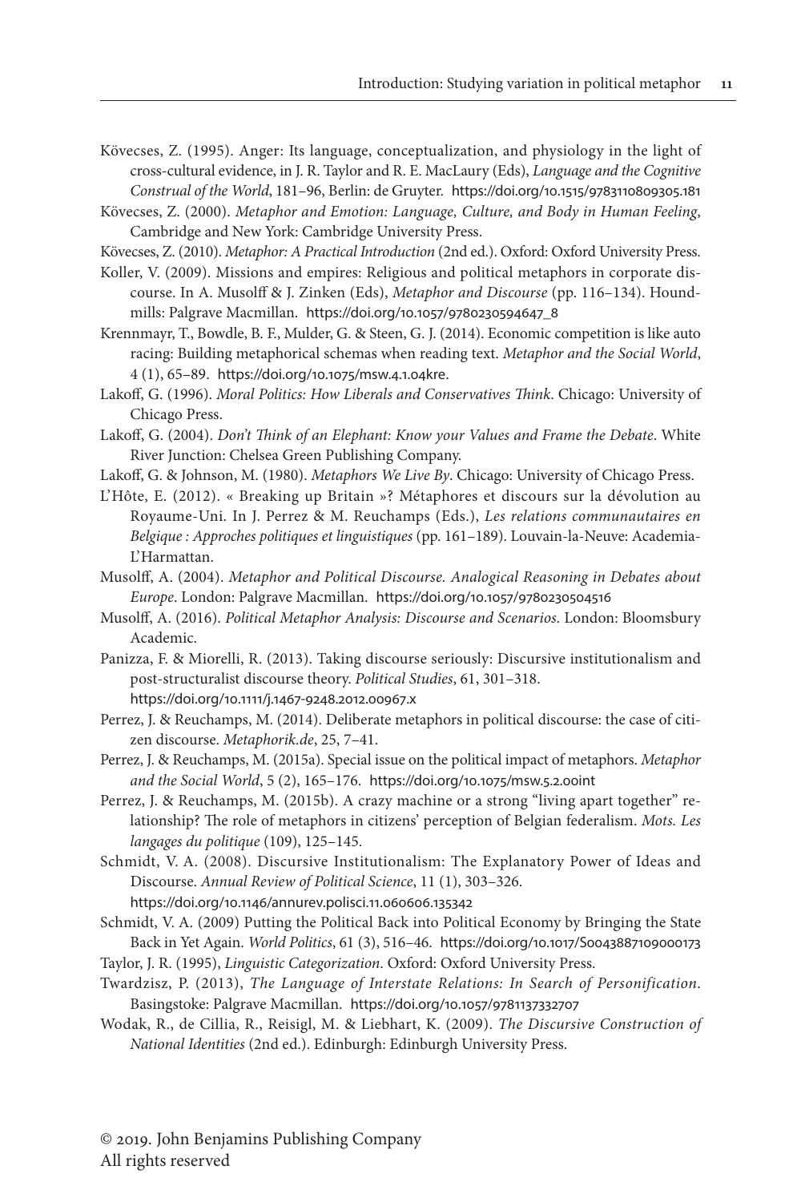Kövecses, Z. (1995). Anger: Its language, conceptualization, and physiology in the light of cross-cultural evidence, in J. R. Taylor and R. E. MacLaury (Eds), *Language and the Cognitive Construal of the World*, 181–96, Berlin: de Gruyter. https://doi.org/10.1515/9783110809305.181

Kövecses, Z. (2000). *Metaphor and Emotion: Language, Culture, and Body in Human Feeling*, Cambridge and New York: Cambridge University Press.

Kövecses, Z. (2010). *Metaphor: A Practical Introduction* (2nd ed.). Oxford: Oxford University Press.

Koller, V. (2009). Missions and empires: Religious and political metaphors in corporate discourse. In A. Musolff & J. Zinken (Eds), *Metaphor and Discourse* (pp. 116–134). Houndmills: Palgrave Macmillan. https://doi.org/10.1057/9780230594647_8

Krennmayr, T., Bowdle, B. F., Mulder, G. & Steen, G. J. (2014). Economic competition is like auto racing: Building metaphorical schemas when reading text. *Metaphor and the Social World*, 4 (1), 65–89. https://doi.org/10.1075/msw.4.1.04kre.

Lakoff, G. (1996). *Moral Politics: How Liberals and Conservatives Think*. Chicago: University of Chicago Press.

Lakoff, G. (2004). *Don't Think of an Elephant: Know your Values and Frame the Debate*. White River Junction: Chelsea Green Publishing Company.

Lakoff, G. & Johnson, M. (1980). *Metaphors We Live By*. Chicago: University of Chicago Press.

L'Hôte, E. (2012). « Breaking up Britain »? Métaphores et discours sur la dévolution au Royaume-Uni. In J. Perrez & M. Reuchamps (Eds.), *Les relations communautaires en Belgique : Approches politiques et linguistiques* (pp. 161–189). Louvain-la-Neuve: Academia-L'Harmattan.

Musolff, A. (2004). *Metaphor and Political Discourse. Analogical Reasoning in Debates about Europe*. London: Palgrave Macmillan. https://doi.org/10.1057/9780230504516

Musolff, A. (2016). *Political Metaphor Analysis: Discourse and Scenarios*. London: Bloomsbury Academic.

Panizza, F. & Miorelli, R. (2013). Taking discourse seriously: Discursive institutionalism and post-structuralist discourse theory. *Political Studies*, 61, 301–318. https://doi.org/10.1111/j.1467-9248.2012.00967.x

Perrez, J. & Reuchamps, M. (2014). Deliberate metaphors in political discourse: the case of citizen discourse. *Metaphorik.de*, 25, 7–41.

Perrez, J. & Reuchamps, M. (2015a). Special issue on the political impact of metaphors. *Metaphor and the Social World*, 5 (2), 165–176. https://doi.org/10.1075/msw.5.2.00int

Perrez, J. & Reuchamps, M. (2015b). A crazy machine or a strong "living apart together" relationship? The role of metaphors in citizens' perception of Belgian federalism. *Mots. Les langages du politique* (109), 125–145.

Schmidt, V. A. (2008). Discursive Institutionalism: The Explanatory Power of Ideas and Discourse. *Annual Review of Political Science*, 11 (1), 303–326. https://doi.org/10.1146/annurev.polisci.11.060606.135342

Schmidt, V. A. (2009) Putting the Political Back into Political Economy by Bringing the State Back in Yet Again. *World Politics*, 61 (3), 516–46. https://doi.org/10.1017/S0043887109000173

Taylor, J. R. (1995), *Linguistic Categorization*. Oxford: Oxford University Press.

Twardzisz, P. (2013), *The Language of Interstate Relations: In Search of Personification*. Basingstoke: Palgrave Macmillan. https://doi.org/10.1057/9781137332707

Wodak, R., de Cillia, R., Reisigl, M. & Liebhart, K. (2009). *The Discursive Construction of National Identities* (2nd ed.). Edinburgh: Edinburgh University Press.

© 2019. John Benjamins Publishing Company
All rights reserved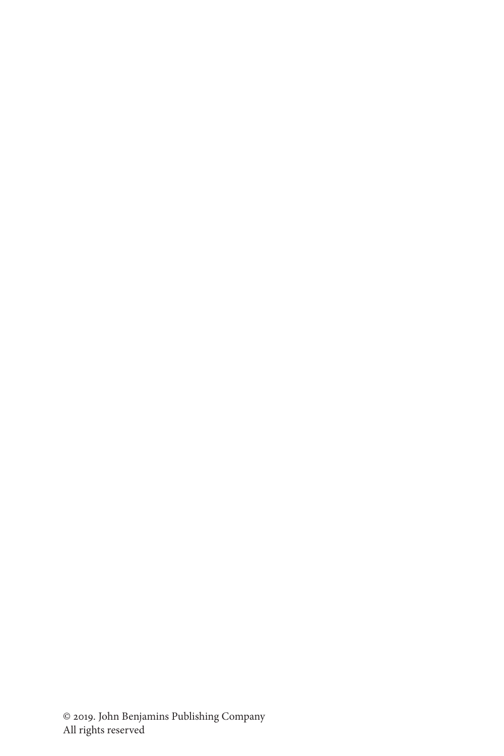© 2019. John Benjamins Publishing Company
All rights reserved